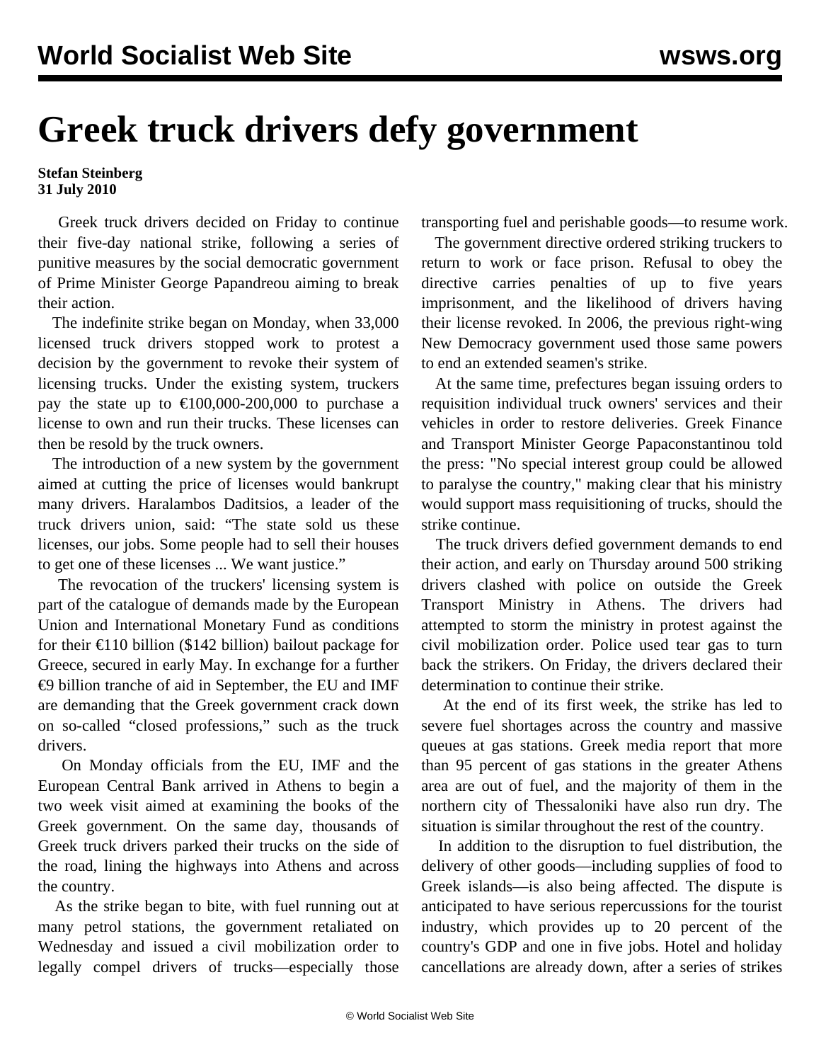# Greek truck drivers defy government

**Stefan Steinberg**
**31 July 2010**

Greek truck drivers decided on Friday to continue their five-day national strike, following a series of punitive measures by the social democratic government of Prime Minister George Papandreou aiming to break their action.

The indefinite strike began on Monday, when 33,000 licensed truck drivers stopped work to protest a decision by the government to revoke their system of licensing trucks. Under the existing system, truckers pay the state up to €100,000-200,000 to purchase a license to own and run their trucks. These licenses can then be resold by the truck owners.

The introduction of a new system by the government aimed at cutting the price of licenses would bankrupt many drivers. Haralambos Daditsios, a leader of the truck drivers union, said: “The state sold us these licenses, our jobs. Some people had to sell their houses to get one of these licenses ... We want justice.”

The revocation of the truckers' licensing system is part of the catalogue of demands made by the European Union and International Monetary Fund as conditions for their €110 billion ($142 billion) bailout package for Greece, secured in early May. In exchange for a further €9 billion tranche of aid in September, the EU and IMF are demanding that the Greek government crack down on so-called “closed professions,” such as the truck drivers.

On Monday officials from the EU, IMF and the European Central Bank arrived in Athens to begin a two week visit aimed at examining the books of the Greek government. On the same day, thousands of Greek truck drivers parked their trucks on the side of the road, lining the highways into Athens and across the country.

As the strike began to bite, with fuel running out at many petrol stations, the government retaliated on Wednesday and issued a civil mobilization order to legally compel drivers of trucks—especially those transporting fuel and perishable goods—to resume work.

The government directive ordered striking truckers to return to work or face prison. Refusal to obey the directive carries penalties of up to five years imprisonment, and the likelihood of drivers having their license revoked. In 2006, the previous right-wing New Democracy government used those same powers to end an extended seamen's strike.

At the same time, prefectures began issuing orders to requisition individual truck owners' services and their vehicles in order to restore deliveries. Greek Finance and Transport Minister George Papaconstantinou told the press: "No special interest group could be allowed to paralyse the country," making clear that his ministry would support mass requisitioning of trucks, should the strike continue.

The truck drivers defied government demands to end their action, and early on Thursday around 500 striking drivers clashed with police on outside the Greek Transport Ministry in Athens. The drivers had attempted to storm the ministry in protest against the civil mobilization order. Police used tear gas to turn back the strikers. On Friday, the drivers declared their determination to continue their strike.

At the end of its first week, the strike has led to severe fuel shortages across the country and massive queues at gas stations. Greek media report that more than 95 percent of gas stations in the greater Athens area are out of fuel, and the majority of them in the northern city of Thessaloniki have also run dry. The situation is similar throughout the rest of the country.

In addition to the disruption to fuel distribution, the delivery of other goods—including supplies of food to Greek islands—is also being affected. The dispute is anticipated to have serious repercussions for the tourist industry, which provides up to 20 percent of the country's GDP and one in five jobs. Hotel and holiday cancellations are already down, after a series of strikes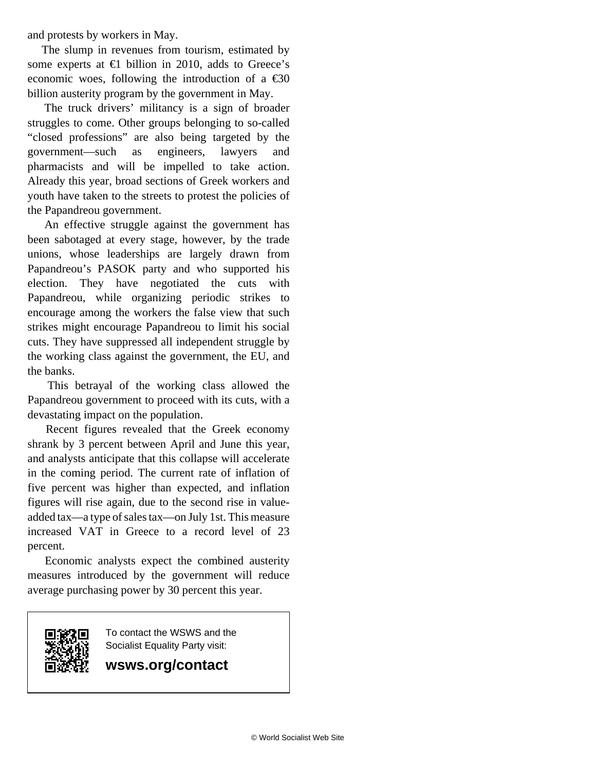and protests by workers in May.

The slump in revenues from tourism, estimated by some experts at €1 billion in 2010, adds to Greece's economic woes, following the introduction of a €30 billion austerity program by the government in May.

The truck drivers' militancy is a sign of broader struggles to come. Other groups belonging to so-called "closed professions" are also being targeted by the government—such as engineers, lawyers and pharmacists and will be impelled to take action. Already this year, broad sections of Greek workers and youth have taken to the streets to protest the policies of the Papandreou government.

An effective struggle against the government has been sabotaged at every stage, however, by the trade unions, whose leaderships are largely drawn from Papandreou's PASOK party and who supported his election. They have negotiated the cuts with Papandreou, while organizing periodic strikes to encourage among the workers the false view that such strikes might encourage Papandreou to limit his social cuts. They have suppressed all independent struggle by the working class against the government, the EU, and the banks.

This betrayal of the working class allowed the Papandreou government to proceed with its cuts, with a devastating impact on the population.

Recent figures revealed that the Greek economy shrank by 3 percent between April and June this year, and analysts anticipate that this collapse will accelerate in the coming period. The current rate of inflation of five percent was higher than expected, and inflation figures will rise again, due to the second rise in value-added tax—a type of sales tax—on July 1st. This measure increased VAT in Greece to a record level of 23 percent.

Economic analysts expect the combined austerity measures introduced by the government will reduce average purchasing power by 30 percent this year.

To contact the WSWS and the Socialist Equality Party visit:

**wsws.org/contact**